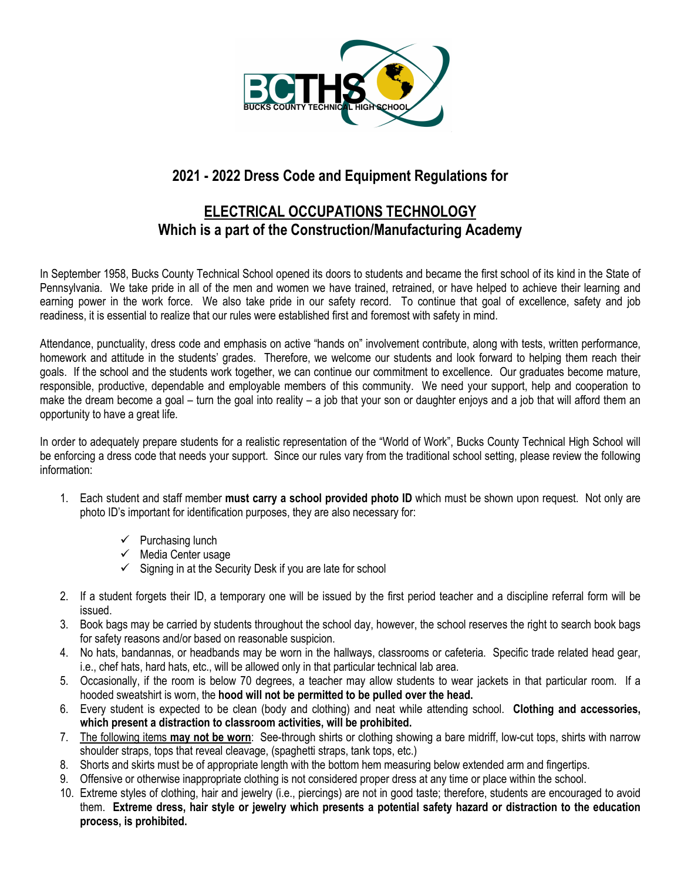BCTHS BUCKS COUNTY TECHNICAL HIGH SCHOOL

## 2021 - 2022 Dress Code and Equipment Regulations for

## ELECTRICAL OCCUPATIONS TECHNOLOGY
## Which is a part of the Construction/Manufacturing Academy

In September 1958, Bucks County Technical School opened its doors to students and became the first school of its kind in the State of Pennsylvania. We take pride in all of the men and women we have trained, retrained, or have helped to achieve their learning and earning power in the work force. We also take pride in our safety record. To continue that goal of excellence, safety and job readiness, it is essential to realize that our rules were established first and foremost with safety in mind.

Attendance, punctuality, dress code and emphasis on active "hands on" involvement contribute, along with tests, written performance, homework and attitude in the students' grades. Therefore, we welcome our students and look forward to helping them reach their goals. If the school and the students work together, we can continue our commitment to excellence. Our graduates become mature, responsible, productive, dependable and employable members of this community. We need your support, help and cooperation to make the dream become a goal – turn the goal into reality – a job that your son or daughter enjoys and a job that will afford them an opportunity to have a great life.

In order to adequately prepare students for a realistic representation of the "World of Work", Bucks County Technical High School will be enforcing a dress code that needs your support. Since our rules vary from the traditional school setting, please review the following information:

1. Each student and staff member **must carry a school provided photo ID** which must be shown upon request. Not only are photo ID's important for identification purposes, they are also necessary for:
   - ✓ Purchasing lunch
   - ✓ Media Center usage
   - ✓ Signing in at the Security Desk if you are late for school
2. If a student forgets their ID, a temporary one will be issued by the first period teacher and a discipline referral form will be issued.
3. Book bags may be carried by students throughout the school day, however, the school reserves the right to search book bags for safety reasons and/or based on reasonable suspicion.
4. No hats, bandannas, or headbands may be worn in the hallways, classrooms or cafeteria. Specific trade related head gear, i.e., chef hats, hard hats, etc., will be allowed only in that particular technical lab area.
5. Occasionally, if the room is below 70 degrees, a teacher may allow students to wear jackets in that particular room. If a hooded sweatshirt is worn, the **hood will not be permitted to be pulled over the head.**
6. Every student is expected to be clean (body and clothing) and neat while attending school. **Clothing and accessories, which present a distraction to classroom activities, will be prohibited.**
7. The following items **may not be worn**: See-through shirts or clothing showing a bare midriff, low-cut tops, shirts with narrow shoulder straps, tops that reveal cleavage, (spaghetti straps, tank tops, etc.)
8. Shorts and skirts must be of appropriate length with the bottom hem measuring below extended arm and fingertips.
9. Offensive or otherwise inappropriate clothing is not considered proper dress at any time or place within the school.
10. Extreme styles of clothing, hair and jewelry (i.e., piercings) are not in good taste; therefore, students are encouraged to avoid them. **Extreme dress, hair style or jewelry which presents a potential safety hazard or distraction to the education process, is prohibited.**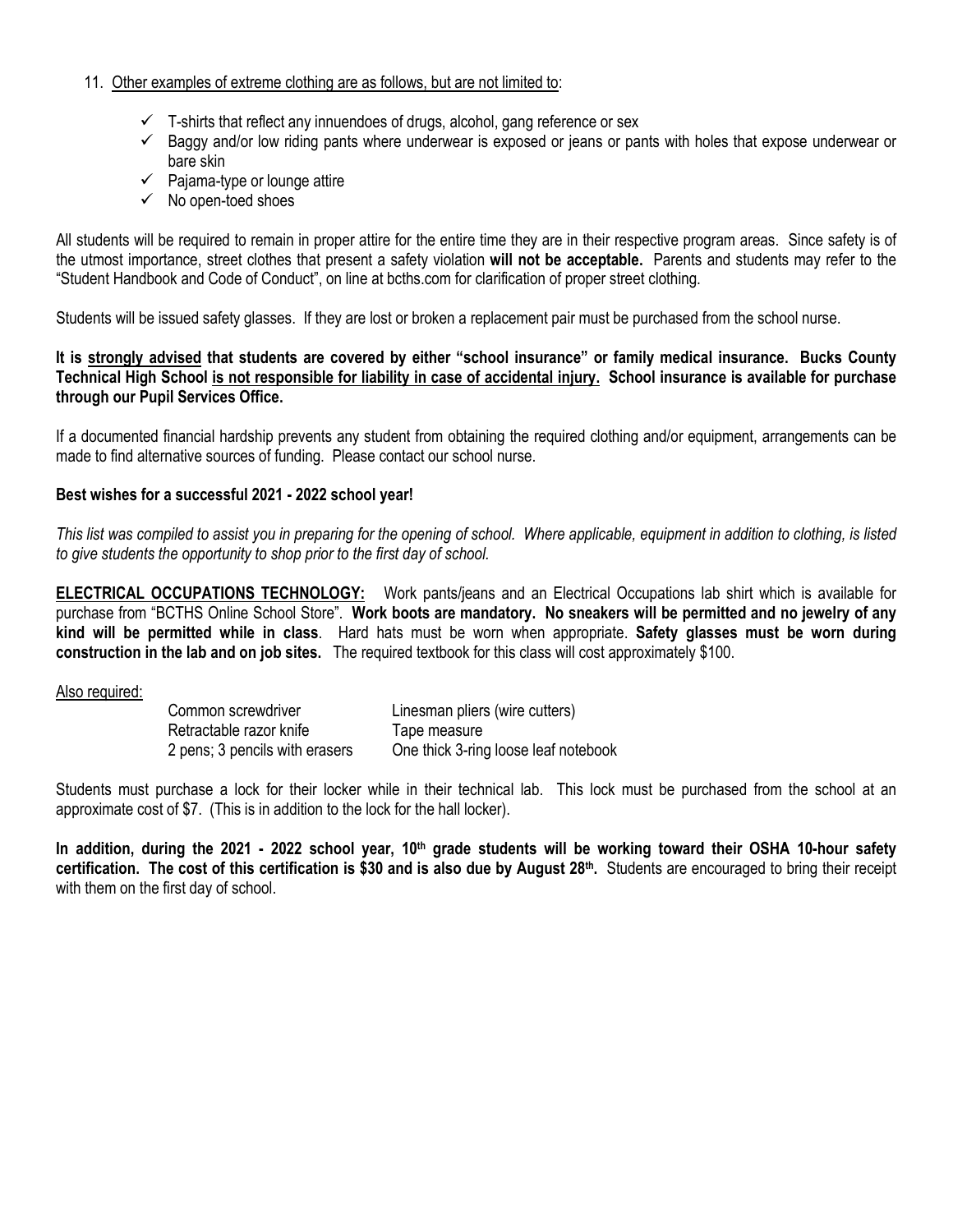11. Other examples of extreme clothing are as follows, but are not limited to:

    - ✓ T-shirts that reflect any innuendoes of drugs, alcohol, gang reference or sex
    - ✓ Baggy and/or low riding pants where underwear is exposed or jeans or pants with holes that expose underwear or bare skin
    - ✓ Pajama-type or lounge attire
    - ✓ No open-toed shoes

All students will be required to remain in proper attire for the entire time they are in their respective program areas. Since safety is of the utmost importance, street clothes that present a safety violation **will not be acceptable.** Parents and students may refer to the "Student Handbook and Code of Conduct", on line at bcths.com for clarification of proper street clothing.

Students will be issued safety glasses. If they are lost or broken a replacement pair must be purchased from the school nurse.

**It is strongly advised that students are covered by either "school insurance" or family medical insurance. Bucks County Technical High School is not responsible for liability in case of accidental injury. School insurance is available for purchase through our Pupil Services Office.**

If a documented financial hardship prevents any student from obtaining the required clothing and/or equipment, arrangements can be made to find alternative sources of funding. Please contact our school nurse.

**Best wishes for a successful 2021 - 2022 school year!**

*This list was compiled to assist you in preparing for the opening of school. Where applicable, equipment in addition to clothing, is listed to give students the opportunity to shop prior to the first day of school.*

**ELECTRICAL OCCUPATIONS TECHNOLOGY:** Work pants/jeans and an Electrical Occupations lab shirt which is available for purchase from "BCTHS Online School Store". **Work boots are mandatory. No sneakers will be permitted and no jewelry of any kind will be permitted while in class**. Hard hats must be worn when appropriate. **Safety glasses must be worn during construction in the lab and on job sites.** The required textbook for this class will cost approximately $100.

Also required:

| | |
|---|---|
| Common screwdriver | Linesman pliers (wire cutters) |
| Retractable razor knife | Tape measure |
| 2 pens; 3 pencils with erasers | One thick 3-ring loose leaf notebook |

Students must purchase a lock for their locker while in their technical lab. This lock must be purchased from the school at an approximate cost of $7. (This is in addition to the lock for the hall locker).

**In addition, during the 2021 - 2022 school year, 10th grade students will be working toward their OSHA 10-hour safety certification. The cost of this certification is $30 and is also due by August 28th.** Students are encouraged to bring their receipt with them on the first day of school.